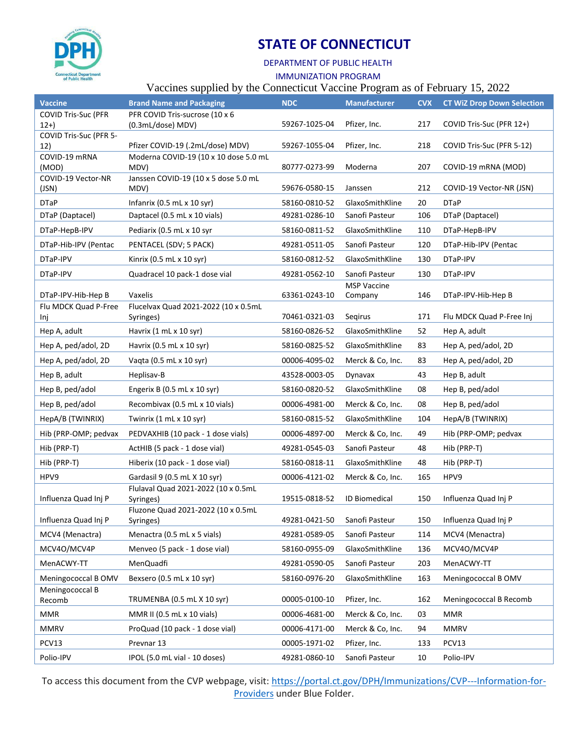# STATE OF CONNECTICUT

DEPARTMENT OF PUBLIC HEALTH

IMMUNIZATION PROGRAM

Vaccines supplied by the Connecticut Vaccine Program as of February 15, 2022

| Vaccine | Brand Name and Packaging | NDC | Manufacturer | CVX | CT WiZ Drop Down Selection |
|---|---|---|---|---|---|
| COVID Tris-Suc (PFR 12+) | PFR COVID Tris-sucrose (10 x 6 (0.3mL/dose) MDV) | 59267-1025-04 | Pfizer, Inc. | 217 | COVID Tris-Suc (PFR 12+) |
| COVID Tris-Suc (PFR 5-12) | Pfizer COVID-19 (.2mL/dose) MDV) | 59267-1055-04 | Pfizer, Inc. | 218 | COVID Tris-Suc (PFR 5-12) |
| COVID-19 mRNA (MOD) | Moderna COVID-19 (10 x 10 dose 5.0 mL MDV) | 80777-0273-99 | Moderna | 207 | COVID-19 mRNA (MOD) |
| COVID-19 Vector-NR (JSN) | Janssen COVID-19 (10 x 5 dose 5.0 mL MDV) | 59676-0580-15 | Janssen | 212 | COVID-19 Vector-NR (JSN) |
| DTaP | Infanrix (0.5 mL x 10 syr) | 58160-0810-52 | GlaxoSmithKline | 20 | DTaP |
| DTaP (Daptacel) | Daptacel (0.5 mL x 10 vials) | 49281-0286-10 | Sanofi Pasteur | 106 | DTaP (Daptacel) |
| DTaP-HepB-IPV | Pediarix (0.5 mL x 10 syr | 58160-0811-52 | GlaxoSmithKline | 110 | DTaP-HepB-IPV |
| DTaP-Hib-IPV (Pentac | PENTACEL (SDV; 5 PACK) | 49281-0511-05 | Sanofi Pasteur | 120 | DTaP-Hib-IPV (Pentac |
| DTaP-IPV | Kinrix (0.5 mL x 10 syr) | 58160-0812-52 | GlaxoSmithKline | 130 | DTaP-IPV |
| DTaP-IPV | Quadracel 10 pack-1 dose vial | 49281-0562-10 | Sanofi Pasteur | 130 | DTaP-IPV |
| DTaP-IPV-Hib-Hep B | Vaxelis | 63361-0243-10 | MSP Vaccine Company | 146 | DTaP-IPV-Hib-Hep B |
| Flu MDCK Quad P-Free Inj | Flucelvax Quad 2021-2022 (10 x 0.5mL Syringes) | 70461-0321-03 | Seqirus | 171 | Flu MDCK Quad P-Free Inj |
| Hep A, adult | Havrix (1 mL x 10 syr) | 58160-0826-52 | GlaxoSmithKline | 52 | Hep A, adult |
| Hep A, ped/adol, 2D | Havrix (0.5 mL x 10 syr) | 58160-0825-52 | GlaxoSmithKline | 83 | Hep A, ped/adol, 2D |
| Hep A, ped/adol, 2D | Vaqta (0.5 mL x 10 syr) | 00006-4095-02 | Merck & Co, Inc. | 83 | Hep A, ped/adol, 2D |
| Hep B, adult | Heplisav-B | 43528-0003-05 | Dynavax | 43 | Hep B, adult |
| Hep B, ped/adol | Engerix B (0.5 mL x 10 syr) | 58160-0820-52 | GlaxoSmithKline | 08 | Hep B, ped/adol |
| Hep B, ped/adol | Recombivax (0.5 mL x 10 vials) | 00006-4981-00 | Merck & Co, Inc. | 08 | Hep B, ped/adol |
| HepA/B (TWINRIX) | Twinrix (1 mL x 10 syr) | 58160-0815-52 | GlaxoSmithKline | 104 | HepA/B (TWINRIX) |
| Hib (PRP-OMP; pedvax | PEDVAXHIB (10 pack - 1 dose vials) | 00006-4897-00 | Merck & Co, Inc. | 49 | Hib (PRP-OMP; pedvax |
| Hib (PRP-T) | ActHIB (5 pack - 1 dose vial) | 49281-0545-03 | Sanofi Pasteur | 48 | Hib (PRP-T) |
| Hib (PRP-T) | Hiberix (10 pack - 1 dose vial) | 58160-0818-11 | GlaxoSmithKline | 48 | Hib (PRP-T) |
| HPV9 | Gardasil 9 (0.5 mL X 10 syr) | 00006-4121-02 | Merck & Co, Inc. | 165 | HPV9 |
| Influenza Quad Inj P | Flulaval Quad 2021-2022 (10 x 0.5mL Syringes) | 19515-0818-52 | ID Biomedical | 150 | Influenza Quad Inj P |
| Influenza Quad Inj P | Fluzone Quad 2021-2022 (10 x 0.5mL Syringes) | 49281-0421-50 | Sanofi Pasteur | 150 | Influenza Quad Inj P |
| MCV4 (Menactra) | Menactra (0.5 mL x 5 vials) | 49281-0589-05 | Sanofi Pasteur | 114 | MCV4 (Menactra) |
| MCV4O/MCV4P | Menveo (5 pack - 1 dose vial) | 58160-0955-09 | GlaxoSmithKline | 136 | MCV4O/MCV4P |
| MenACWY-TT | MenQuadfi | 49281-0590-05 | Sanofi Pasteur | 203 | MenACWY-TT |
| Meningococcal B OMV | Bexsero (0.5 mL x 10 syr) | 58160-0976-20 | GlaxoSmithKline | 163 | Meningococcal B OMV |
| Meningococcal B Recomb | TRUMENBA (0.5 mL X 10 syr) | 00005-0100-10 | Pfizer, Inc. | 162 | Meningococcal B Recomb |
| MMR | MMR II (0.5 mL x 10 vials) | 00006-4681-00 | Merck & Co, Inc. | 03 | MMR |
| MMRV | ProQuad (10 pack - 1 dose vial) | 00006-4171-00 | Merck & Co, Inc. | 94 | MMRV |
| PCV13 | Prevnar 13 | 00005-1971-02 | Pfizer, Inc. | 133 | PCV13 |
| Polio-IPV | IPOL (5.0 mL vial - 10 doses) | 49281-0860-10 | Sanofi Pasteur | 10 | Polio-IPV |

To access this document from the CVP webpage, visit: https://portal.ct.gov/DPH/Immunizations/CVP---Information-for-Providers under Blue Folder.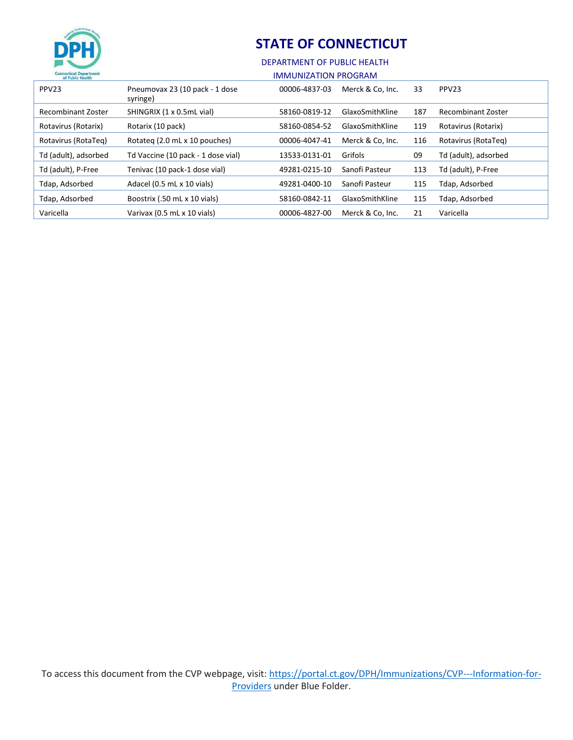# STATE OF CONNECTICUT

DEPARTMENT OF PUBLIC HEALTH

IMMUNIZATION PROGRAM

| | | | | | |
|---|---|---|---|---|---|
| PPV23 | Pneumovax 23 (10 pack - 1 dose syringe) | 00006-4837-03 | Merck & Co, Inc. | 33 | PPV23 |
| Recombinant Zoster | SHINGRIX (1 x 0.5mL vial) | 58160-0819-12 | GlaxoSmithKline | 187 | Recombinant Zoster |
| Rotavirus (Rotarix) | Rotarix (10 pack) | 58160-0854-52 | GlaxoSmithKline | 119 | Rotavirus (Rotarix) |
| Rotavirus (RotaTeq) | Rotateq (2.0 mL x 10 pouches) | 00006-4047-41 | Merck & Co, Inc. | 116 | Rotavirus (RotaTeq) |
| Td (adult), adsorbed | Td Vaccine (10 pack - 1 dose vial) | 13533-0131-01 | Grifols | 09 | Td (adult), adsorbed |
| Td (adult), P-Free | Tenivac (10 pack-1 dose vial) | 49281-0215-10 | Sanofi Pasteur | 113 | Td (adult), P-Free |
| Tdap, Adsorbed | Adacel (0.5 mL x 10 vials) | 49281-0400-10 | Sanofi Pasteur | 115 | Tdap, Adsorbed |
| Tdap, Adsorbed | Boostrix (.50 mL x 10 vials) | 58160-0842-11 | GlaxoSmithKline | 115 | Tdap, Adsorbed |
| Varicella | Varivax (0.5 mL x 10 vials) | 00006-4827-00 | Merck & Co, Inc. | 21 | Varicella |

To access this document from the CVP webpage, visit: [https://portal.ct.gov/DPH/Immunizations/CVP---Information-for-Providers](https://portal.ct.gov/DPH/Immunizations/CVP---Information-for-Providers) under Blue Folder.